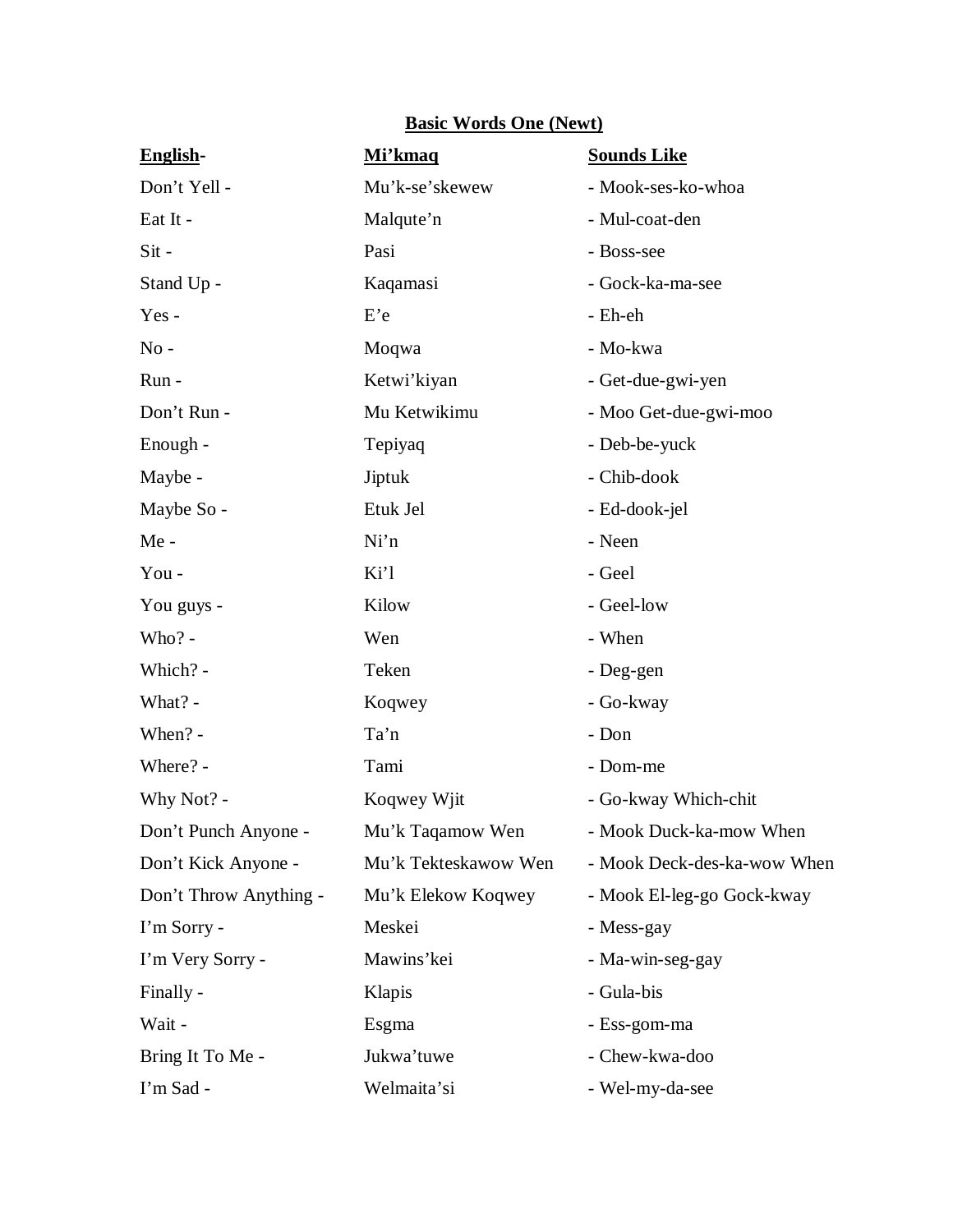**Basic Words One (Newt)**

| **English**- | **Mi'kmaq** | **Sounds Like** |
|---|---|---|
| Don't Yell - | Mu'k-se'skewew | - Mook-ses-ko-whoa |
| Eat It - | Malqute'n | - Mul-coat-den |
| Sit - | Pasi | - Boss-see |
| Stand Up - | Kaqamasi | - Gock-ka-ma-see |
| Yes - | E'e | - Eh-eh |
| No - | Moqwa | - Mo-kwa |
| Run - | Ketwi'kiyan | - Get-due-gwi-yen |
| Don't Run - | Mu Ketwikimu | - Moo Get-due-gwi-moo |
| Enough - | Tepiyaq | - Deb-be-yuck |
| Maybe - | Jiptuk | - Chib-dook |
| Maybe So - | Etuk Jel | - Ed-dook-jel |
| Me - | Ni'n | - Neen |
| You - | Ki'l | - Geel |
| You guys - | Kilow | - Geel-low |
| Who? - | Wen | - When |
| Which? - | Teken | - Deg-gen |
| What? - | Koqwey | - Go-kway |
| When? - | Ta'n | - Don |
| Where? - | Tami | - Dom-me |
| Why Not? - | Koqwey Wjit | - Go-kway Which-chit |
| Don't Punch Anyone - | Mu'k Taqamow Wen | - Mook Duck-ka-mow When |
| Don't Kick Anyone - | Mu'k Tekteskawow Wen | - Mook Deck-des-ka-wow When |
| Don't Throw Anything - | Mu'k Elekow Koqwey | - Mook El-leg-go Gock-kway |
| I'm Sorry - | Meskei | - Mess-gay |
| I'm Very Sorry - | Mawins'kei | - Ma-win-seg-gay |
| Finally - | Klapis | - Gula-bis |
| Wait - | Esgma | - Ess-gom-ma |
| Bring It To Me - | Jukwa'tuwe | - Chew-kwa-doo |
| I'm Sad - | Welmaita'si | - Wel-my-da-see |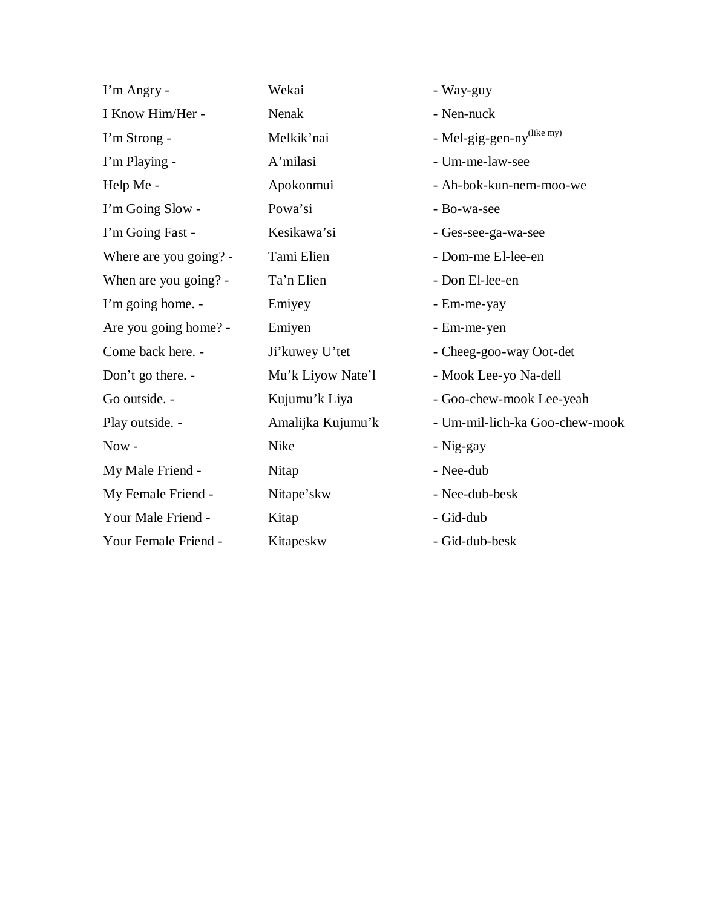| | | |
|---|---|---|
| I'm Angry - | Wekai | - Way-guy |
| I Know Him/Her - | Nenak | - Nen-nuck |
| I'm Strong - | Melkik'nai | - Mel-gig-gen-ny(like my) |
| I'm Playing - | A'milasi | - Um-me-law-see |
| Help Me - | Apokonmui | - Ah-bok-kun-nem-moo-we |
| I'm Going Slow - | Powa'si | - Bo-wa-see |
| I'm Going Fast - | Kesikawa'si | - Ges-see-ga-wa-see |
| Where are you going? - | Tami Elien | - Dom-me El-lee-en |
| When are you going? - | Ta'n Elien | - Don El-lee-en |
| I'm going home. - | Emiyey | - Em-me-yay |
| Are you going home? - | Emiyen | - Em-me-yen |
| Come back here. - | Ji'kuwey U'tet | - Cheeg-goo-way Oot-det |
| Don't go there. - | Mu'k Liyow Nate'l | - Mook Lee-yo Na-dell |
| Go outside. - | Kujumu'k Liya | - Goo-chew-mook Lee-yeah |
| Play outside. - | Amalijka Kujumu'k | - Um-mil-lich-ka Goo-chew-mook |
| Now - | Nike | - Nig-gay |
| My Male Friend - | Nitap | - Nee-dub |
| My Female Friend - | Nitape'skw | - Nee-dub-besk |
| Your Male Friend - | Kitap | - Gid-dub |
| Your Female Friend - | Kitapeskw | - Gid-dub-besk |